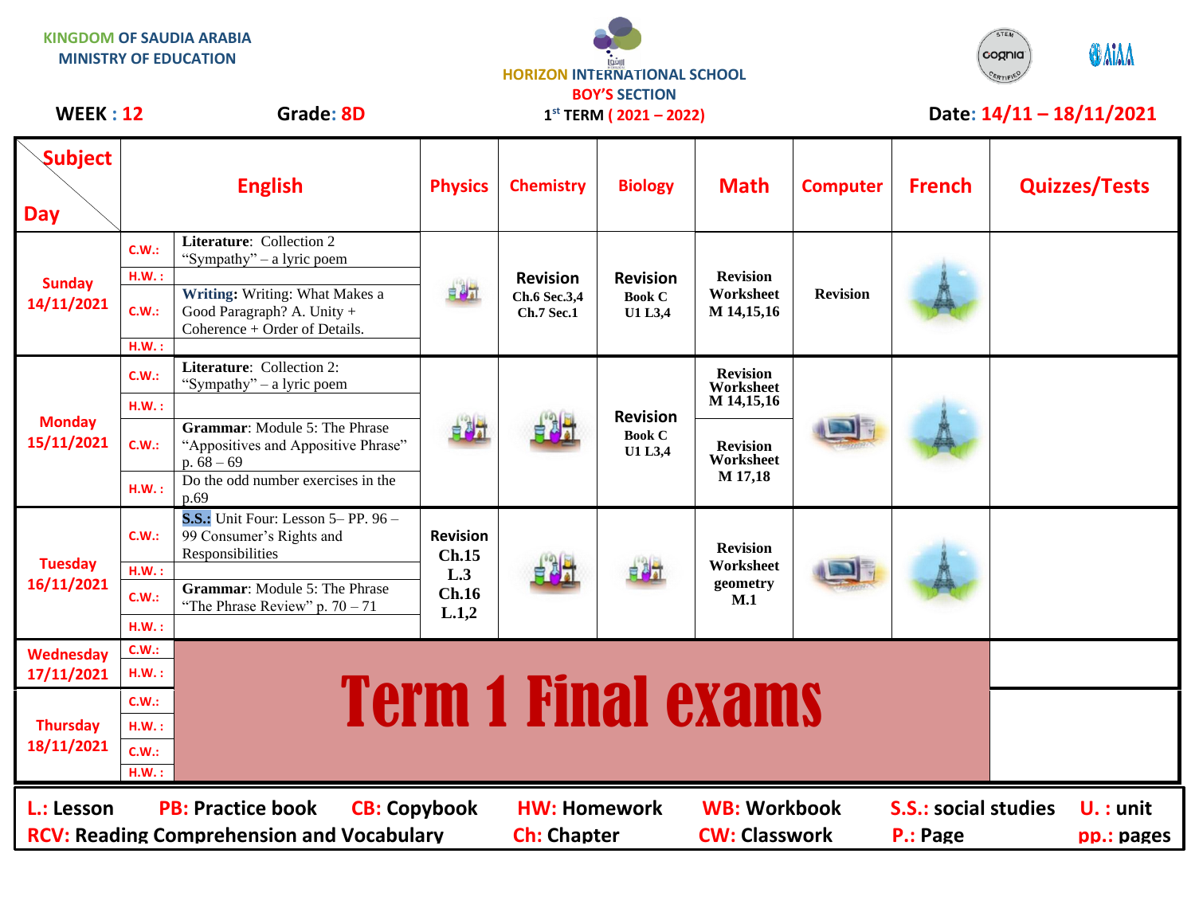KINGDOM OF SAUDIA ARABIA
MINISTRY OF EDUCATION

HORIZON INTERNATIONAL SCHOOL
BOY'S SECTION

**WEEK : 12** **Grade: 8D** **1st TERM ( 2021 – 2022)** **Date: 14/11 – 18/11/2021**

| Subject / Day | | English | Physics | Chemistry | Biology | Math | Computer | French | Quizzes/Tests |
|---|---|---|---|---|---|---|---|---|---|
| Sunday 14/11/2021 | C.W.: | **Literature**: Collection 2 "Sympathy" – a lyric poem | | **Revision** Ch.6 Sec.3,4 Ch.7 Sec.1 | **Revision** Book C U1 L3,4 | **Revision Worksheet** M 14,15,16 | **Revision** | | |
| | H.W. : | | | | | | | | |
| | C.W.: | **Writing:** Writing: What Makes a Good Paragraph? A. Unity + Coherence + Order of Details. | | | | | | | |
| | H.W. : | | | | | | | | |
| Monday 15/11/2021 | C.W.: | **Literature**: Collection 2: "Sympathy" – a lyric poem | | | **Revision** Book C U1 L3,4 | **Revision Worksheet** M 14,15,16 | | | |
| | H.W. : | | | | | | | | |
| | C.W.: | **Grammar**: Module 5: The Phrase "Appositives and Appositive Phrase" p. 68 – 69 | | | | **Revision Worksheet** M 17,18 | | | |
| | H.W. : | Do the odd number exercises in the p.69 | | | | | | | |
| Tuesday 16/11/2021 | C.W.: | **S.S.:** Unit Four: Lesson 5– PP. 96 – 99 Consumer's Rights and Responsibilities | **Revision** Ch.15 L.3 Ch.16 L.1,2 | | | **Revision Worksheet geometry** M.1 | | | |
| | H.W. : | | | | | | | | |
| | C.W.: | **Grammar**: Module 5: The Phrase "The Phrase Review" p. 70 – 71 | | | | | | | |
| | H.W. : | | | | | | | | |
| Wednesday 17/11/2021 | C.W.: | **Term 1 Final exams** | | | | | | | |
| | H.W. : | | | | | | | | |
| Thursday 18/11/2021 | C.W.: | | | | | | | | |
| | H.W. : | | | | | | | | |
| | C.W.: | | | | | | | | |
| | H.W. : | | | | | | | | |

**L.:** Lesson **PB:** Practice book **CB:** Copybook **HW:** Homework **WB:** Workbook **S.S.:** social studies **U. :** unit
**RCV:** Reading Comprehension and Vocabulary **Ch:** Chapter **CW:** Classwork **P.:** Page **pp.:** pages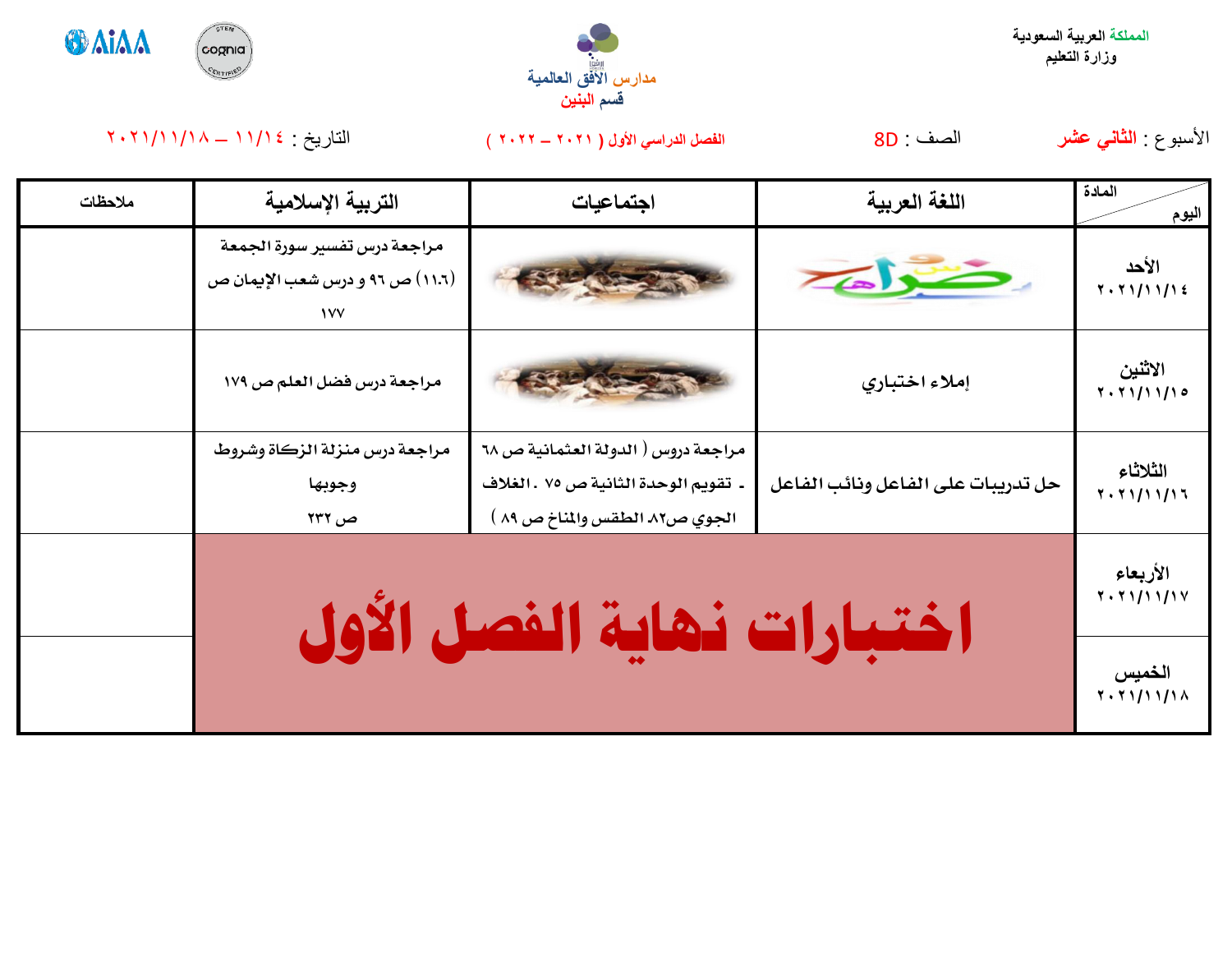المملكة العربية السعودية
وزارة التعليم

مدارس الأفق العالمية
قسم البنين

الأسبوع : الثاني عشر | الصف : 8D | الفصل الدراسي الأول ( ٢٠٢١ – ٢٠٢٢ ) | التاريخ : ١١/١٤ – ٢٠٢١/١١/١٨

| اليوم / المادة | اللغة العربية | اجتماعيات | التربية الإسلامية | ملاحظات |
|---|---|---|---|---|
| الأحد ٢٠٢١/١١/١٤ | | | مراجعة درس تفسير سورة الجمعة (١١.٦) ص ٩٦ و درس شعب الإيمان ص ١٧٧ | |
| الاثنين ٢٠٢١/١١/١٥ | إملاء اختباري | | مراجعة درس فضل العلم ص ١٧٩ | |
| الثلاثاء ٢٠٢١/١١/١٦ | حل تدريبات على الفاعل ونائب الفاعل | مراجعة دروس ( الدولة العثمانية ص ٦٨ - تقويم الوحدة الثانية ص ٧٥ . الغلاف الجوي ص٨٢ الطقس والمناخ ص ٨٩ ) | مراجعة درس منزلة الزكاة وشروط وجوبها ص ٢٣٢ | |
| الأربعاء ٢٠٢١/١١/١٧ | اختبارات نهاية الفصل الأول | | | |
| الخميس ٢٠٢١/١١/١٨ | اختبارات نهاية الفصل الأول | | | |